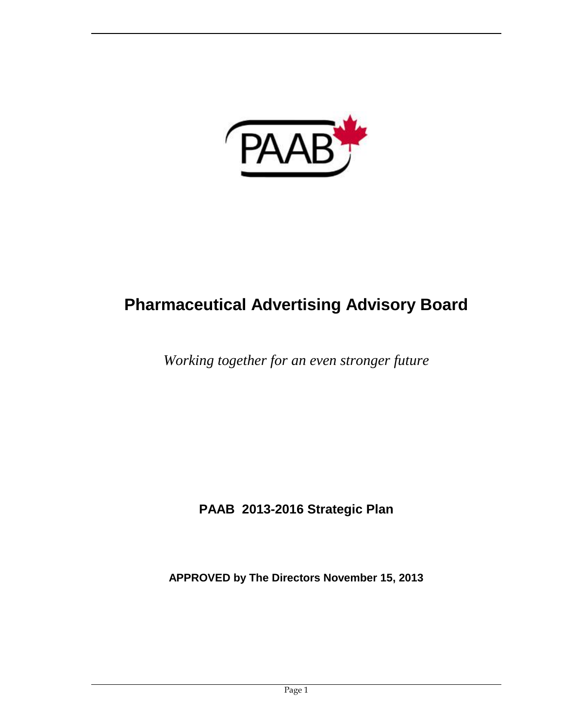# Pharmaceutical Advertising Advisory Board

*Working together for an even stronger future*

**PAAB 2013-2016 Strategic Plan**

**APPROVED by The Directors November 15, 2013**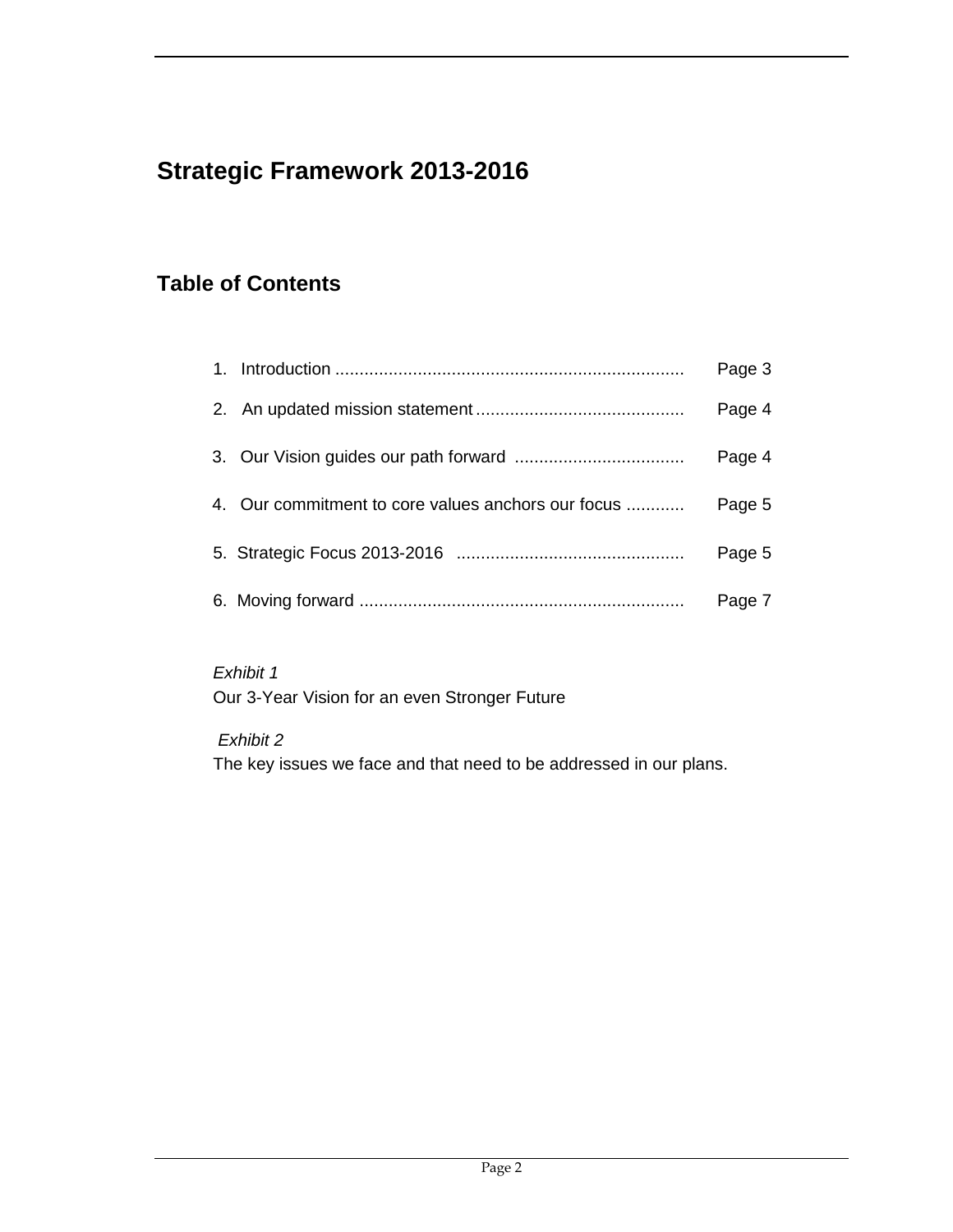# Strategic Framework 2013-2016

## Table of Contents

1. Introduction ........................................................................ Page 3
2. An updated mission statement ........................................... Page 4
3. Our Vision guides our path forward ................................... Page 4
4. Our commitment to core values anchors our focus ............ Page 5
5. Strategic Focus 2013-2016 ............................................... Page 5
6. Moving forward ................................................................... Page 7

*Exhibit 1*
Our 3-Year Vision for an even Stronger Future

*Exhibit 2*
The key issues we face and that need to be addressed in our plans.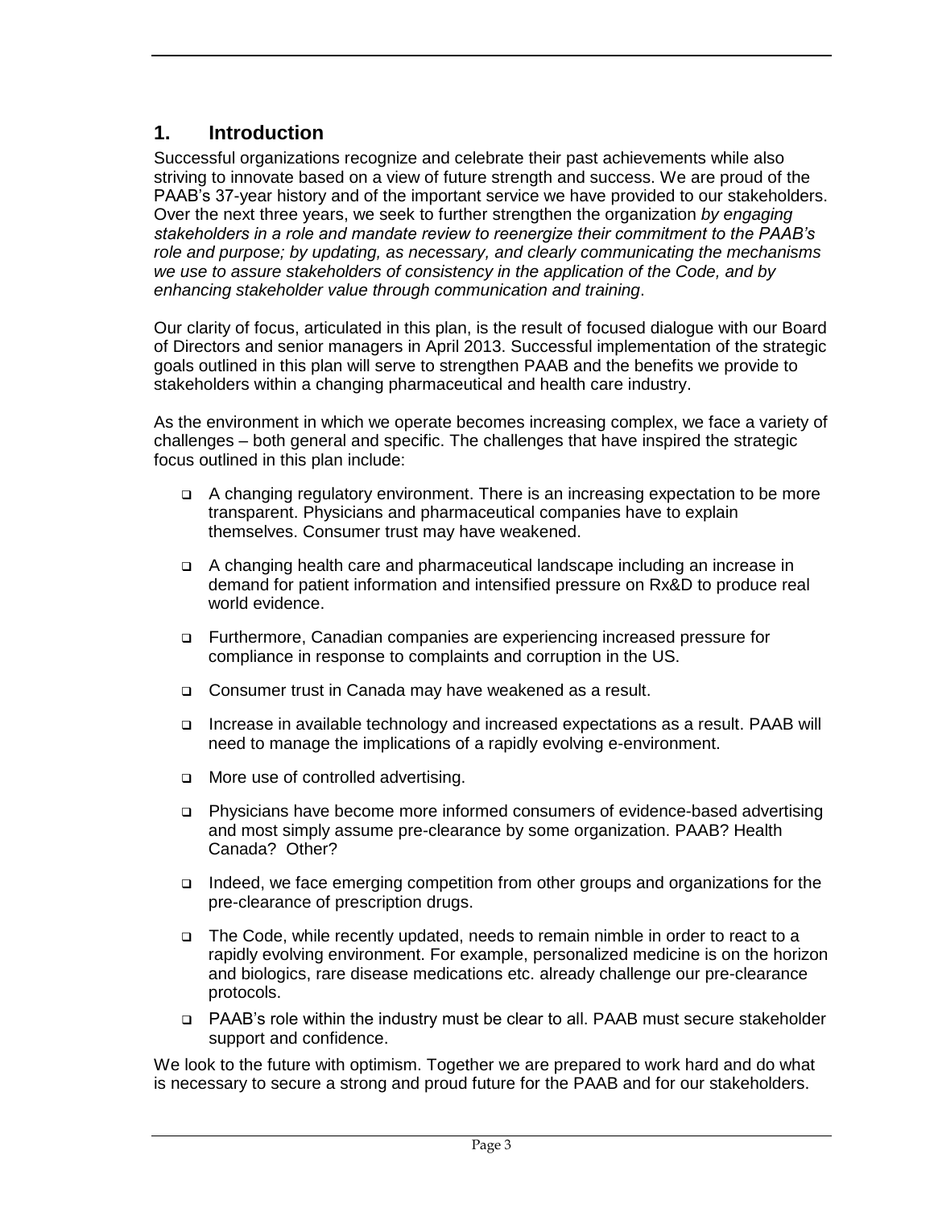## 1. Introduction

Successful organizations recognize and celebrate their past achievements while also striving to innovate based on a view of future strength and success. We are proud of the PAAB's 37-year history and of the important service we have provided to our stakeholders. Over the next three years, we seek to further strengthen the organization *by engaging stakeholders in a role and mandate review to reenergize their commitment to the PAAB's role and purpose; by updating, as necessary, and clearly communicating the mechanisms we use to assure stakeholders of consistency in the application of the Code, and by enhancing stakeholder value through communication and training*.

Our clarity of focus, articulated in this plan, is the result of focused dialogue with our Board of Directors and senior managers in April 2013. Successful implementation of the strategic goals outlined in this plan will serve to strengthen PAAB and the benefits we provide to stakeholders within a changing pharmaceutical and health care industry.

As the environment in which we operate becomes increasing complex, we face a variety of challenges – both general and specific. The challenges that have inspired the strategic focus outlined in this plan include:

- A changing regulatory environment. There is an increasing expectation to be more transparent. Physicians and pharmaceutical companies have to explain themselves. Consumer trust may have weakened.
- A changing health care and pharmaceutical landscape including an increase in demand for patient information and intensified pressure on Rx&D to produce real world evidence.
- Furthermore, Canadian companies are experiencing increased pressure for compliance in response to complaints and corruption in the US.
- Consumer trust in Canada may have weakened as a result.
- Increase in available technology and increased expectations as a result. PAAB will need to manage the implications of a rapidly evolving e-environment.
- More use of controlled advertising.
- Physicians have become more informed consumers of evidence-based advertising and most simply assume pre-clearance by some organization. PAAB? Health Canada? Other?
- Indeed, we face emerging competition from other groups and organizations for the pre-clearance of prescription drugs.
- The Code, while recently updated, needs to remain nimble in order to react to a rapidly evolving environment. For example, personalized medicine is on the horizon and biologics, rare disease medications etc. already challenge our pre-clearance protocols.
- PAAB's role within the industry must be clear to all. PAAB must secure stakeholder support and confidence.

We look to the future with optimism. Together we are prepared to work hard and do what is necessary to secure a strong and proud future for the PAAB and for our stakeholders.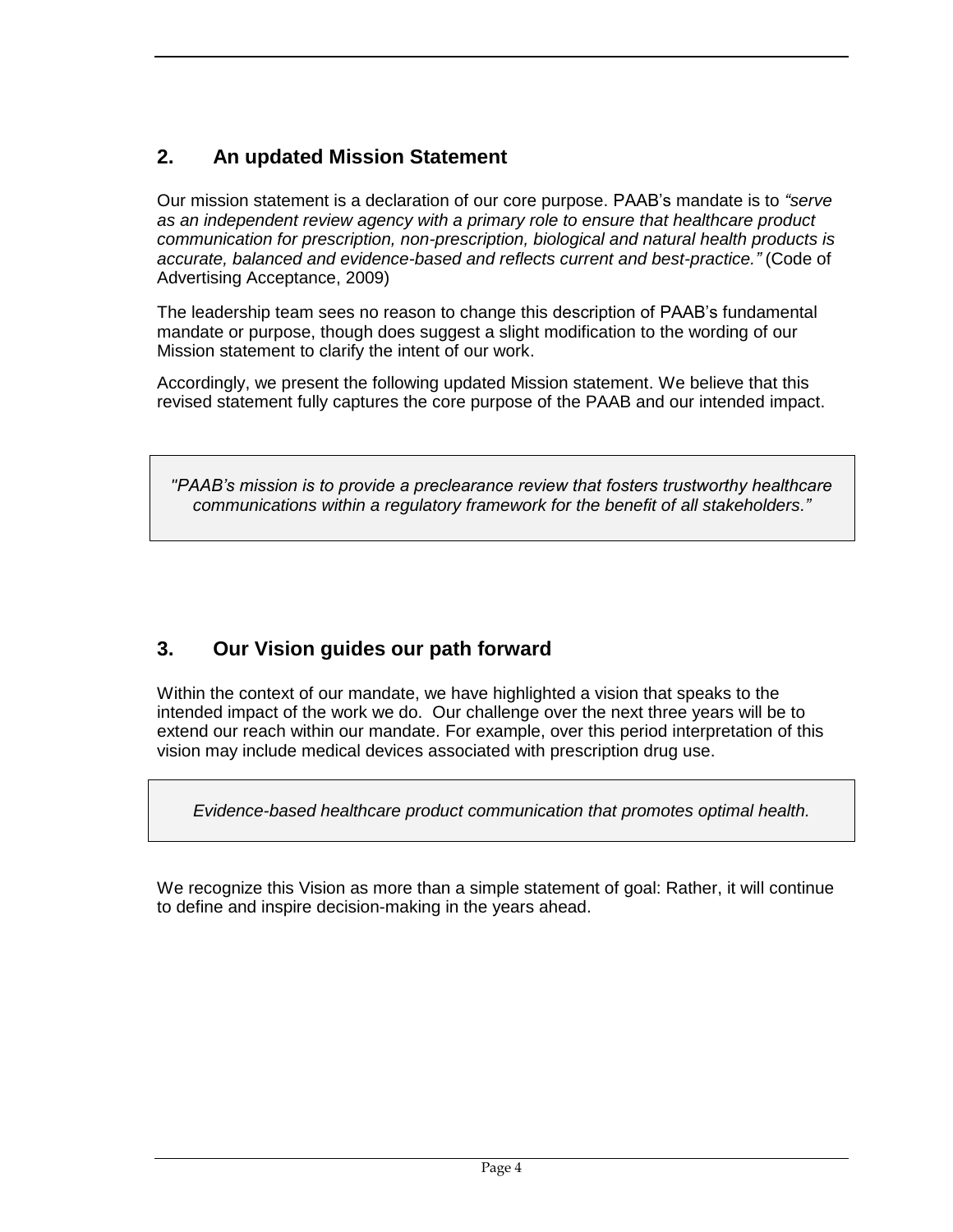## 2. An updated Mission Statement

Our mission statement is a declaration of our core purpose. PAAB's mandate is to *"serve as an independent review agency with a primary role to ensure that healthcare product communication for prescription, non-prescription, biological and natural health products is accurate, balanced and evidence-based and reflects current and best-practice."* (Code of Advertising Acceptance, 2009)

The leadership team sees no reason to change this description of PAAB's fundamental mandate or purpose, though does suggest a slight modification to the wording of our Mission statement to clarify the intent of our work.

Accordingly, we present the following updated Mission statement. We believe that this revised statement fully captures the core purpose of the PAAB and our intended impact.

> *"PAAB's mission is to provide a preclearance review that fosters trustworthy healthcare communications within a regulatory framework for the benefit of all stakeholders."*

## 3. Our Vision guides our path forward

Within the context of our mandate, we have highlighted a vision that speaks to the intended impact of the work we do. Our challenge over the next three years will be to extend our reach within our mandate. For example, over this period interpretation of this vision may include medical devices associated with prescription drug use.

> *Evidence-based healthcare product communication that promotes optimal health.*

We recognize this Vision as more than a simple statement of goal: Rather, it will continue to define and inspire decision-making in the years ahead.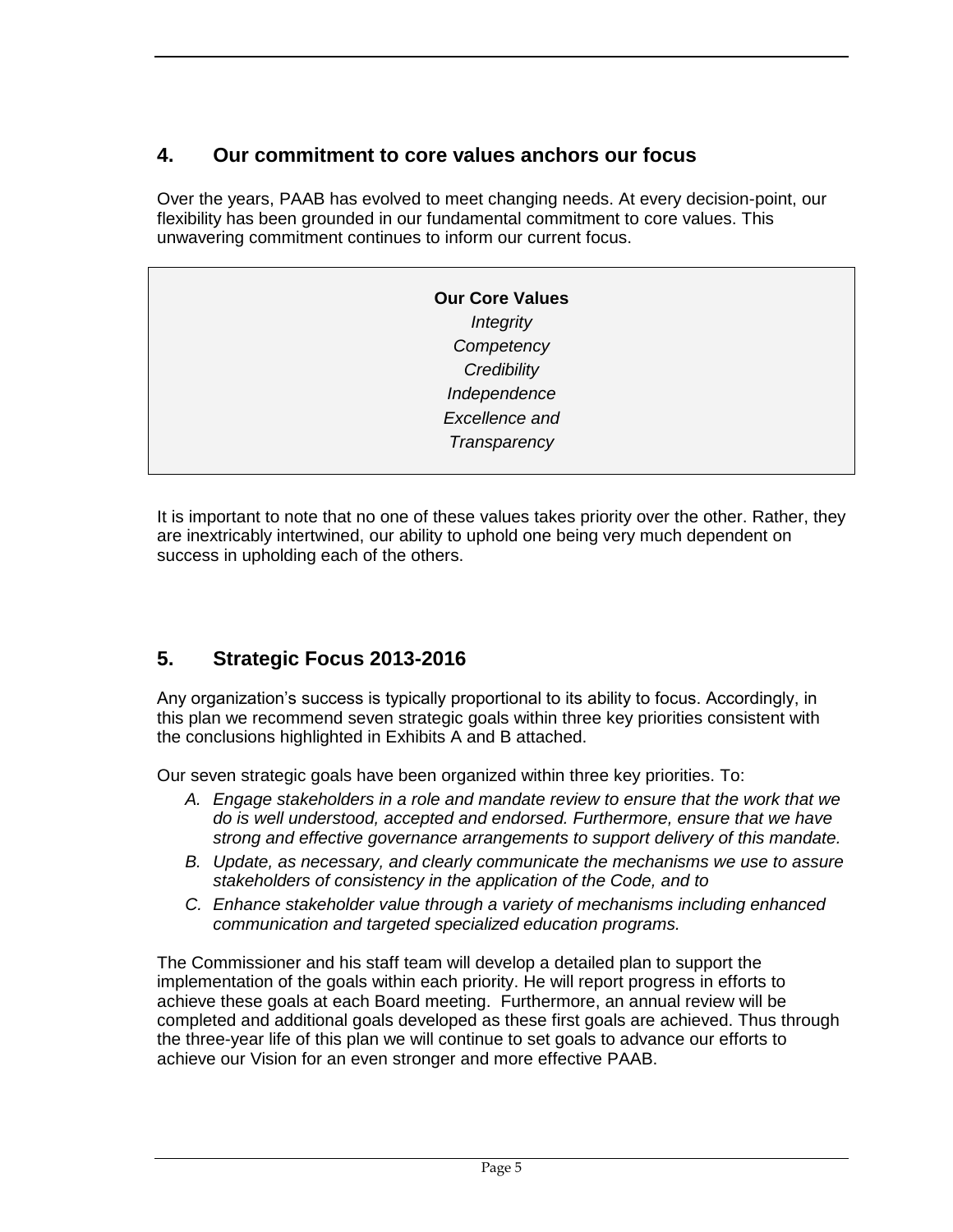## 4. Our commitment to core values anchors our focus

Over the years, PAAB has evolved to meet changing needs. At every decision-point, our flexibility has been grounded in our fundamental commitment to core values. This unwavering commitment continues to inform our current focus.

> **Our Core Values**
> *Integrity*
> *Competency*
> *Credibility*
> *Independence*
> *Excellence and*
> *Transparency*

It is important to note that no one of these values takes priority over the other. Rather, they are inextricably intertwined, our ability to uphold one being very much dependent on success in upholding each of the others.

## 5. Strategic Focus 2013-2016

Any organization's success is typically proportional to its ability to focus. Accordingly, in this plan we recommend seven strategic goals within three key priorities consistent with the conclusions highlighted in Exhibits A and B attached.

Our seven strategic goals have been organized within three key priorities. To:

A. *Engage stakeholders in a role and mandate review to ensure that the work that we do is well understood, accepted and endorsed. Furthermore, ensure that we have strong and effective governance arrangements to support delivery of this mandate.*
B. *Update, as necessary, and clearly communicate the mechanisms we use to assure stakeholders of consistency in the application of the Code, and to*
C. *Enhance stakeholder value through a variety of mechanisms including enhanced communication and targeted specialized education programs.*

The Commissioner and his staff team will develop a detailed plan to support the implementation of the goals within each priority. He will report progress in efforts to achieve these goals at each Board meeting. Furthermore, an annual review will be completed and additional goals developed as these first goals are achieved. Thus through the three-year life of this plan we will continue to set goals to advance our efforts to achieve our Vision for an even stronger and more effective PAAB.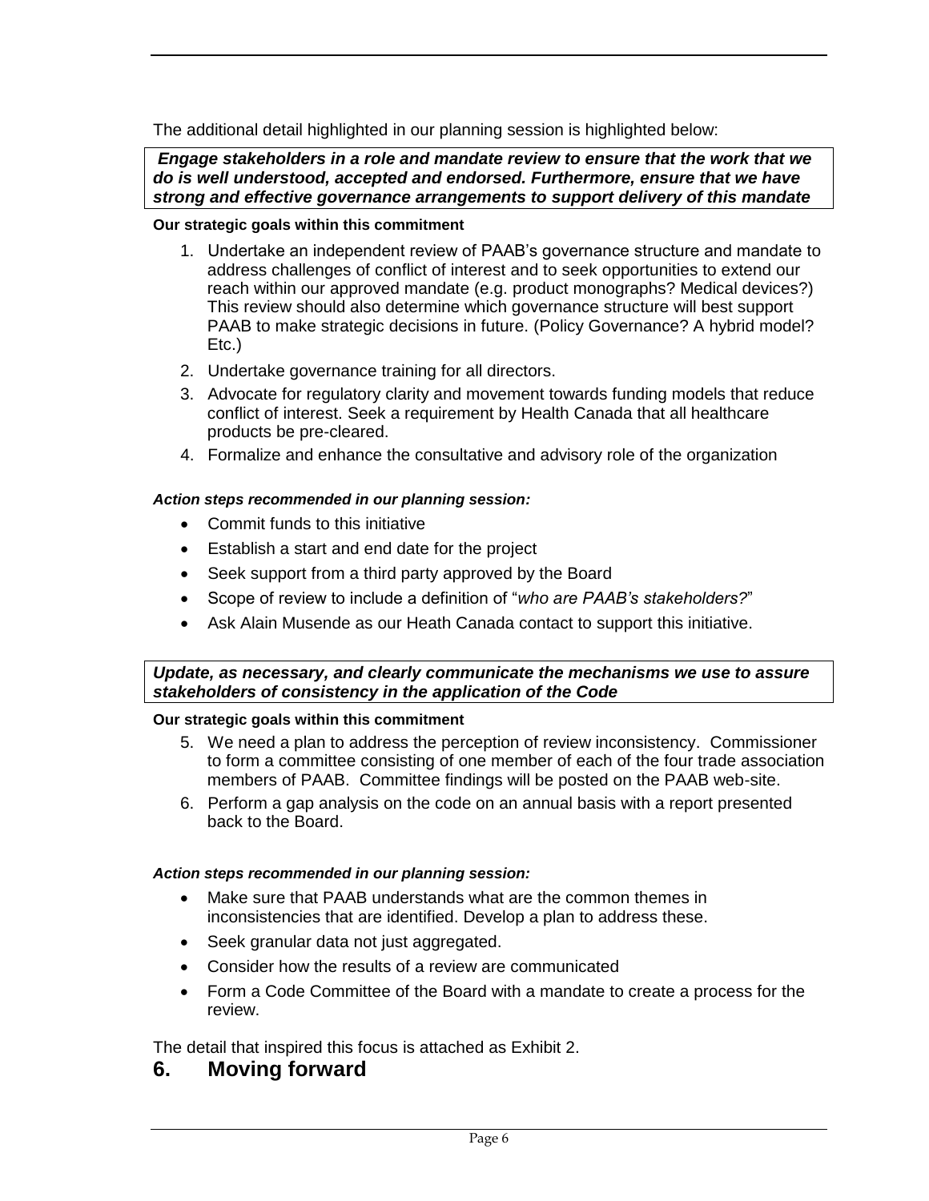The additional detail highlighted in our planning session is highlighted below:

***Engage stakeholders in a role and mandate review to ensure that the work that we do is well understood, accepted and endorsed. Furthermore, ensure that we have strong and effective governance arrangements to support delivery of this mandate***

**Our strategic goals within this commitment**

1. Undertake an independent review of PAAB's governance structure and mandate to address challenges of conflict of interest and to seek opportunities to extend our reach within our approved mandate (e.g. product monographs? Medical devices?) This review should also determine which governance structure will best support PAAB to make strategic decisions in future. (Policy Governance? A hybrid model? Etc.)
2. Undertake governance training for all directors.
3. Advocate for regulatory clarity and movement towards funding models that reduce conflict of interest. Seek a requirement by Health Canada that all healthcare products be pre-cleared.
4. Formalize and enhance the consultative and advisory role of the organization

***Action steps recommended in our planning session:***

- Commit funds to this initiative
- Establish a start and end date for the project
- Seek support from a third party approved by the Board
- Scope of review to include a definition of "*who are PAAB's stakeholders?*"
- Ask Alain Musende as our Heath Canada contact to support this initiative.

***Update, as necessary, and clearly communicate the mechanisms we use to assure stakeholders of consistency in the application of the Code***

**Our strategic goals within this commitment**

5. We need a plan to address the perception of review inconsistency. Commissioner to form a committee consisting of one member of each of the four trade association members of PAAB. Committee findings will be posted on the PAAB web-site.
6. Perform a gap analysis on the code on an annual basis with a report presented back to the Board.

***Action steps recommended in our planning session:***

- Make sure that PAAB understands what are the common themes in inconsistencies that are identified. Develop a plan to address these.
- Seek granular data not just aggregated.
- Consider how the results of a review are communicated
- Form a Code Committee of the Board with a mandate to create a process for the review.

The detail that inspired this focus is attached as Exhibit 2.

## 6. Moving forward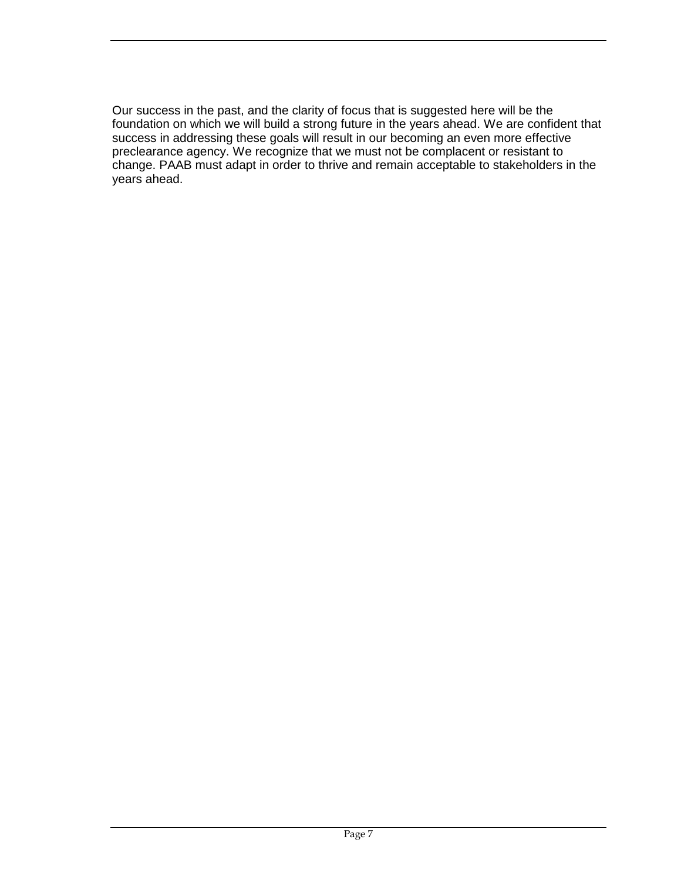Our success in the past, and the clarity of focus that is suggested here will be the foundation on which we will build a strong future in the years ahead. We are confident that success in addressing these goals will result in our becoming an even more effective preclearance agency. We recognize that we must not be complacent or resistant to change. PAAB must adapt in order to thrive and remain acceptable to stakeholders in the years ahead.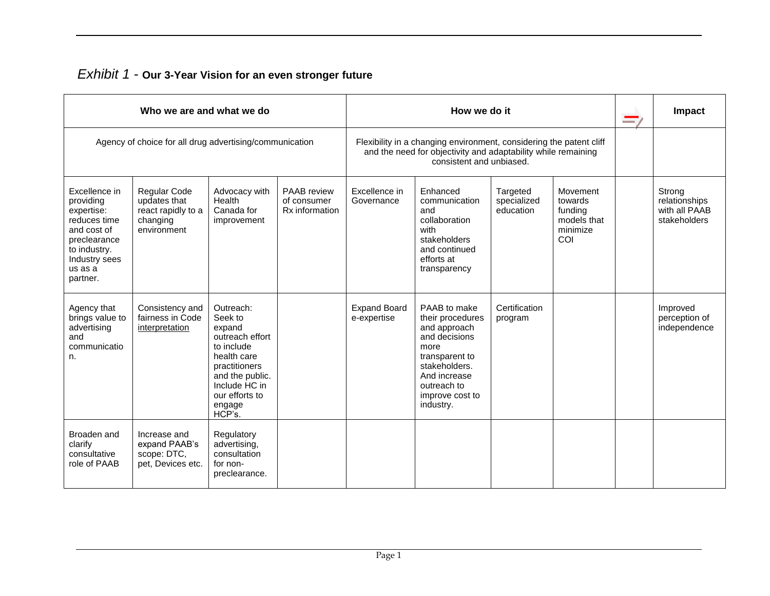## *Exhibit 1* - **Our 3-Year Vision for an even stronger future**

| Who we are and what we do | | | | How we do it | | | | ⇒ | Impact |
|---|---|---|---|---|---|---|---|---|---|
| Agency of choice for all drug advertising/communication | | | | Flexibility in a changing environment, considering the patent cliff and the need for objectivity and adaptability while remaining consistent and unbiased. | | | | | |
| Excellence in providing expertise: reduces time and cost of preclearance to industry. Industry sees us as a partner. | Regular Code updates that react rapidly to a changing environment | Advocacy with Health Canada for improvement | PAAB review of consumer Rx information | Excellence in Governance | Enhanced communication and collaboration with stakeholders and continued efforts at transparency | Targeted specialized education | Movement towards funding models that minimize COI | | Strong relationships with all PAAB stakeholders |
| Agency that brings value to advertising and communication. | Consistency and fairness in Code <u>interpretation</u> | Outreach: Seek to expand outreach effort to include health care practitioners and the public. Include HC in our efforts to engage HCP's. | | Expand Board e-expertise | PAAB to make their procedures and approach and decisions more transparent to stakeholders. And increase outreach to improve cost to industry. | Certification program | | | Improved perception of independence |
| Broaden and clarify consultative role of PAAB | Increase and expand PAAB's scope: DTC, pet, Devices etc. | Regulatory advertising, consultation for non-preclearance. | | | | | | | |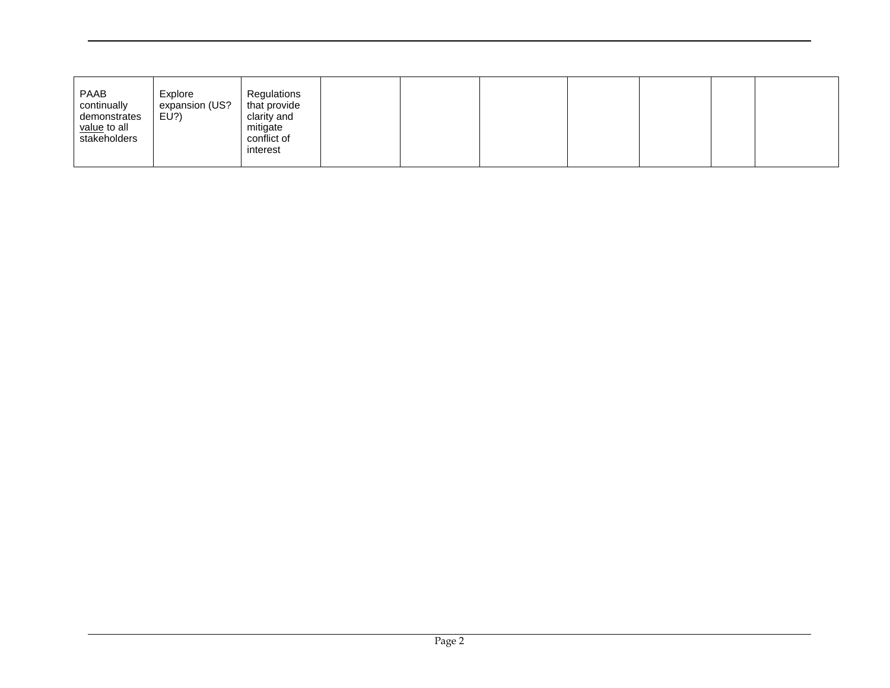| | | | | | | | | | |
|---|---|---|---|---|---|---|---|---|---|
| PAAB continually demonstrates value to all stakeholders | Explore expansion (US? EU?) | Regulations that provide clarity and mitigate conflict of interest | | | | | | | |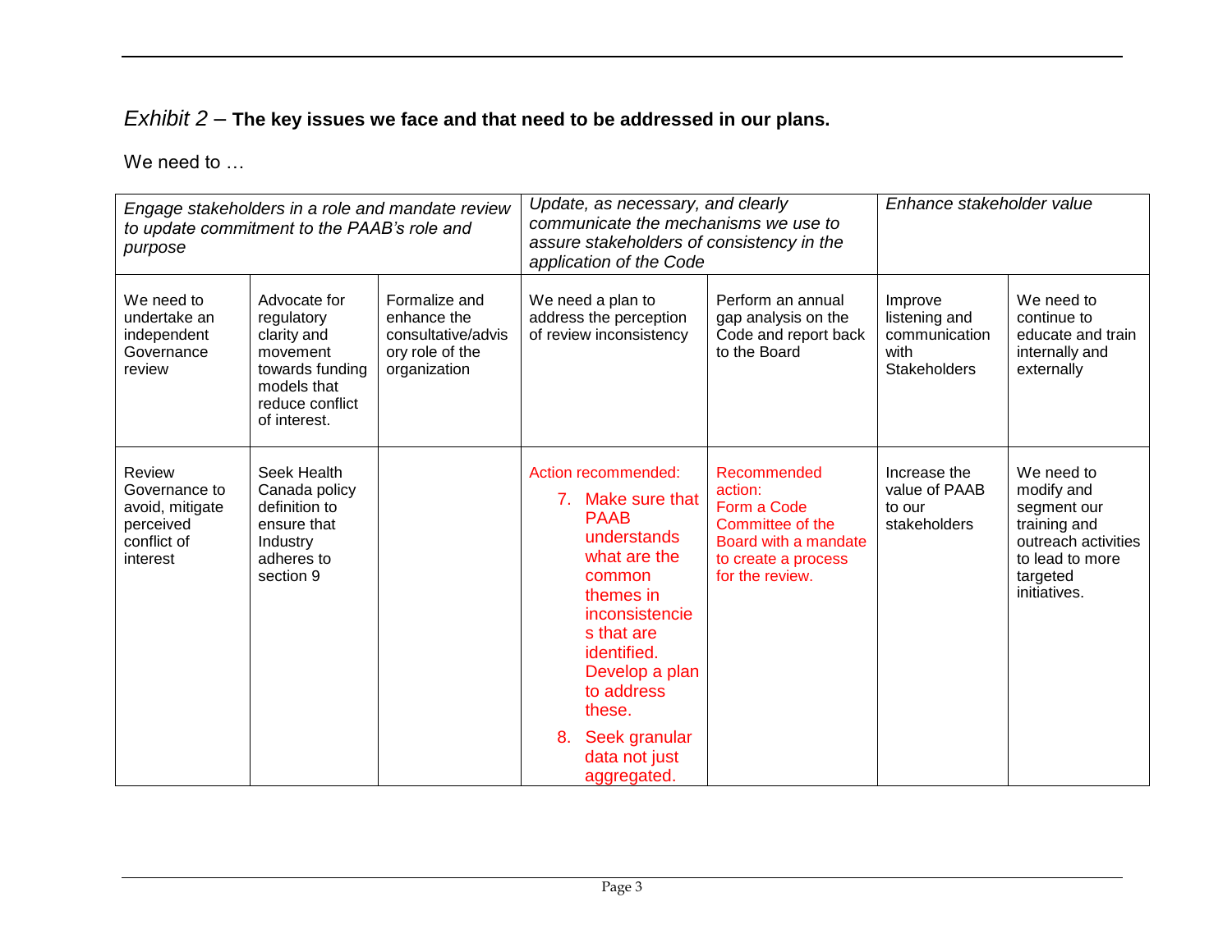*Exhibit 2* – **The key issues we face and that need to be addressed in our plans.**

We need to …

| *Engage stakeholders in a role and mandate review to update commitment to the PAAB's role and purpose* | | | *Update, as necessary, and clearly communicate the mechanisms we use to assure stakeholders of consistency in the application of the Code* | | *Enhance stakeholder value* | |
|---|---|---|---|---|---|---|
| We need to undertake an independent Governance review | Advocate for regulatory clarity and movement towards funding models that reduce conflict of interest. | Formalize and enhance the consultative/advisory role of the organization | We need a plan to address the perception of review inconsistency | Perform an annual gap analysis on the Code and report back to the Board | Improve listening and communication with Stakeholders | We need to continue to educate and train internally and externally |
| Review Governance to avoid, mitigate perceived conflict of interest | Seek Health Canada policy definition to ensure that Industry adheres to section 9 | | Action recommended: 7. Make sure that PAAB understands what are the common themes in inconsistencies that are identified. Develop a plan to address these. 8. Seek granular data not just aggregated. | Recommended action: Form a Code Committee of the Board with a mandate to create a process for the review. | Increase the value of PAAB to our stakeholders | We need to modify and segment our training and outreach activities to lead to more targeted initiatives. |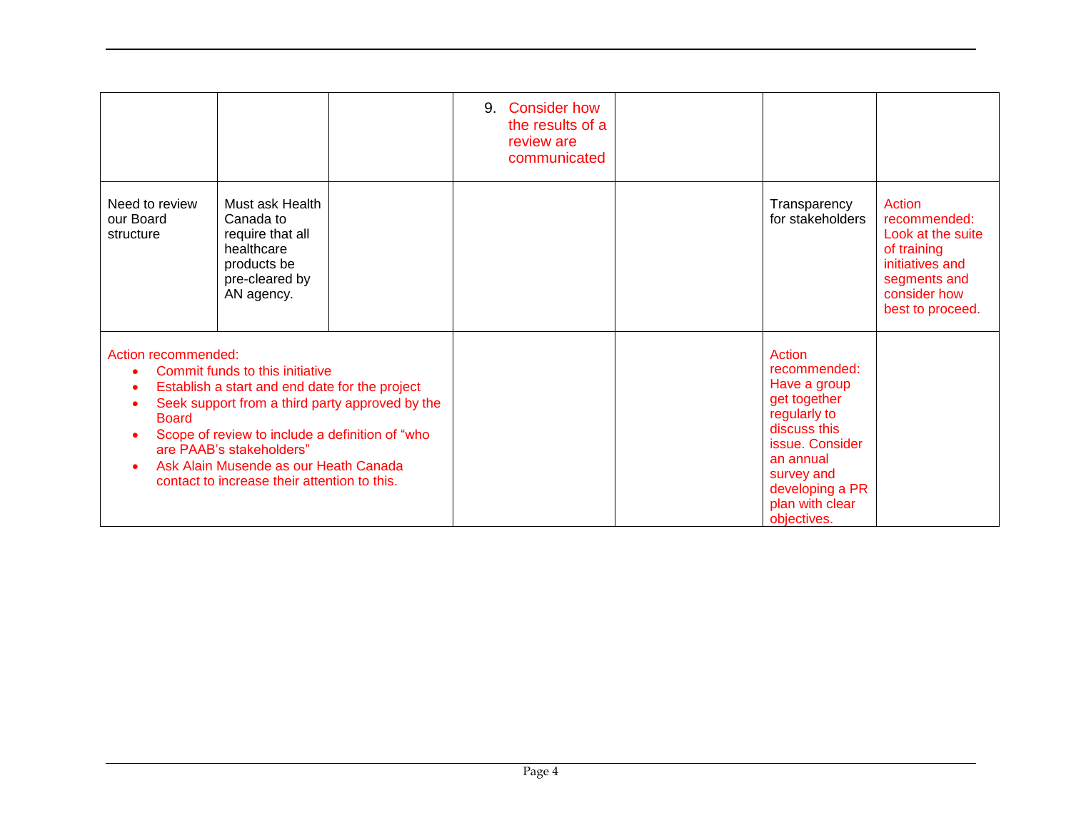| | | | | | | |
|---|---|---|---|---|---|---|
| | | | 9. Consider how the results of a review are communicated | | | |
| Need to review our Board structure | Must ask Health Canada to require that all healthcare products be pre-cleared by AN agency. | | | | Transparency for stakeholders | Action recommended: Look at the suite of training initiatives and segments and consider how best to proceed. |
| Action recommended:<br>• Commit funds to this initiative<br>• Establish a start and end date for the project<br>• Seek support from a third party approved by the Board<br>• Scope of review to include a definition of "who are PAAB's stakeholders"<br>• Ask Alain Musende as our Heath Canada contact to increase their attention to this. | | | | | Action recommended: Have a group get together regularly to discuss this issue. Consider an annual survey and developing a PR plan with clear objectives. | |